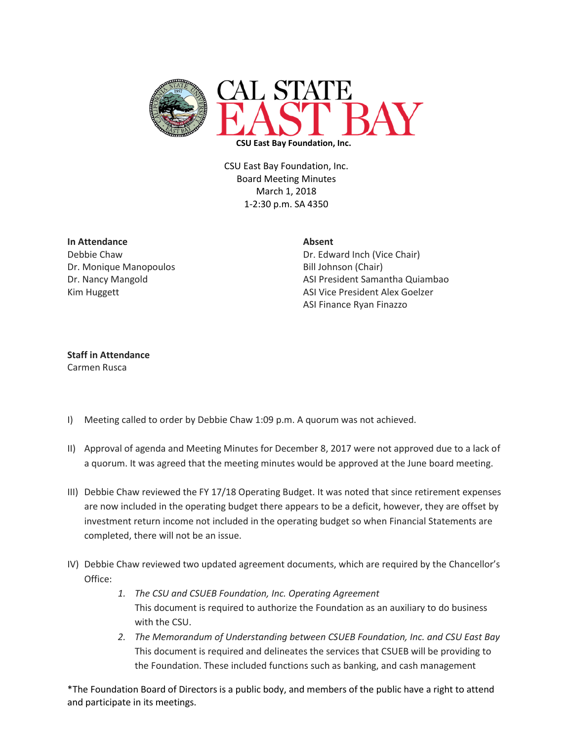**CSU East Bay Foundation, Inc.**

CSU East Bay Foundation, Inc.
Board Meeting Minutes
March 1, 2018
1-2:30 p.m. SA 4350

**In Attendance**
Debbie Chaw
Dr. Monique Manopoulos
Dr. Nancy Mangold
Kim Huggett

**Absent**
Dr. Edward Inch (Vice Chair)
Bill Johnson (Chair)
ASI President Samantha Quiambao
ASI Vice President Alex Goelzer
ASI Finance Ryan Finazzo

**Staff in Attendance**
Carmen Rusca

I) Meeting called to order by Debbie Chaw 1:09 p.m. A quorum was not achieved.

II) Approval of agenda and Meeting Minutes for December 8, 2017 were not approved due to a lack of a quorum. It was agreed that the meeting minutes would be approved at the June board meeting.

III) Debbie Chaw reviewed the FY 17/18 Operating Budget. It was noted that since retirement expenses are now included in the operating budget there appears to be a deficit, however, they are offset by investment return income not included in the operating budget so when Financial Statements are completed, there will not be an issue.

IV) Debbie Chaw reviewed two updated agreement documents, which are required by the Chancellor's Office:

1. *The CSU and CSUEB Foundation, Inc. Operating Agreement*
   This document is required to authorize the Foundation as an auxiliary to do business with the CSU.
2. *The Memorandum of Understanding between CSUEB Foundation, Inc. and CSU East Bay*
   This document is required and delineates the services that CSUEB will be providing to the Foundation. These included functions such as banking, and cash management

*The Foundation Board of Directors is a public body, and members of the public have a right to attend and participate in its meetings.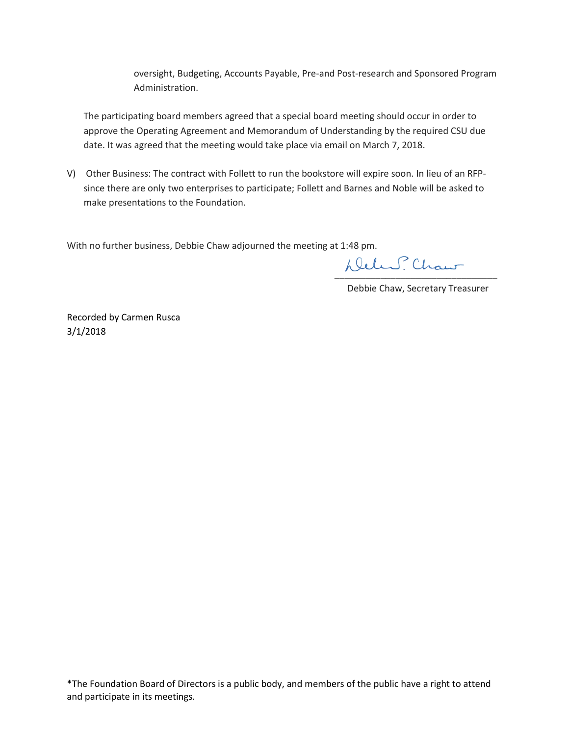oversight, Budgeting, Accounts Payable, Pre-and Post-research and Sponsored Program Administration.

The participating board members agreed that a special board meeting should occur in order to approve the Operating Agreement and Memorandum of Understanding by the required CSU due date. It was agreed that the meeting would take place via email on March 7, 2018.

V) Other Business: The contract with Follett to run the bookstore will expire soon. In lieu of an RFP- since there are only two enterprises to participate; Follett and Barnes and Noble will be asked to make presentations to the Foundation.

With no further business, Debbie Chaw adjourned the meeting at 1:48 pm.

Debbie P. Chaw

Debbie Chaw, Secretary Treasurer

Recorded by Carmen Rusca
3/1/2018

*The Foundation Board of Directors is a public body, and members of the public have a right to attend and participate in its meetings.